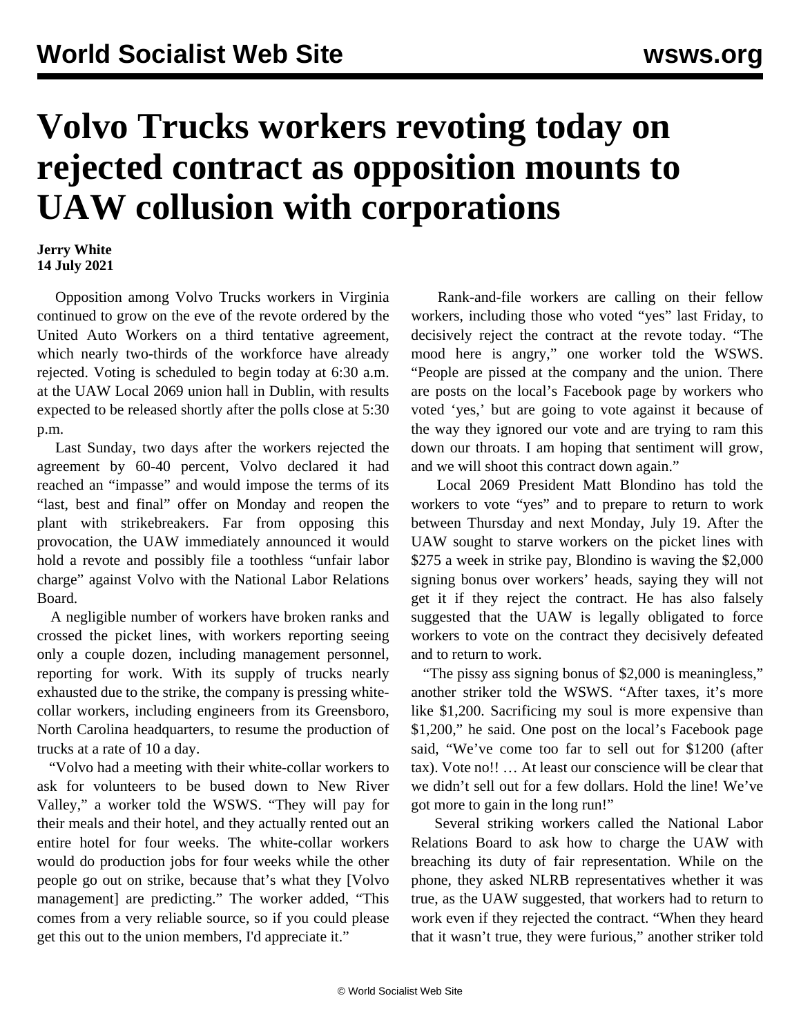# Volvo Trucks workers revoting today on rejected contract as opposition mounts to UAW collusion with corporations

**Jerry White**
**14 July 2021**

Opposition among Volvo Trucks workers in Virginia continued to grow on the eve of the revote ordered by the United Auto Workers on a third tentative agreement, which nearly two-thirds of the workforce have already rejected. Voting is scheduled to begin today at 6:30 a.m. at the UAW Local 2069 union hall in Dublin, with results expected to be released shortly after the polls close at 5:30 p.m.

Last Sunday, two days after the workers rejected the agreement by 60-40 percent, Volvo declared it had reached an "impasse" and would impose the terms of its "last, best and final" offer on Monday and reopen the plant with strikebreakers. Far from opposing this provocation, the UAW immediately announced it would hold a revote and possibly file a toothless "unfair labor charge" against Volvo with the National Labor Relations Board.

A negligible number of workers have broken ranks and crossed the picket lines, with workers reporting seeing only a couple dozen, including management personnel, reporting for work. With its supply of trucks nearly exhausted due to the strike, the company is pressing white-collar workers, including engineers from its Greensboro, North Carolina headquarters, to resume the production of trucks at a rate of 10 a day.

"Volvo had a meeting with their white-collar workers to ask for volunteers to be bused down to New River Valley," a worker told the WSWS. "They will pay for their meals and their hotel, and they actually rented out an entire hotel for four weeks. The white-collar workers would do production jobs for four weeks while the other people go out on strike, because that's what they [Volvo management] are predicting." The worker added, "This comes from a very reliable source, so if you could please get this out to the union members, I'd appreciate it."

Rank-and-file workers are calling on their fellow workers, including those who voted "yes" last Friday, to decisively reject the contract at the revote today. "The mood here is angry," one worker told the WSWS. "People are pissed at the company and the union. There are posts on the local's Facebook page by workers who voted 'yes,' but are going to vote against it because of the way they ignored our vote and are trying to ram this down our throats. I am hoping that sentiment will grow, and we will shoot this contract down again."

Local 2069 President Matt Blondino has told the workers to vote "yes" and to prepare to return to work between Thursday and next Monday, July 19. After the UAW sought to starve workers on the picket lines with $275 a week in strike pay, Blondino is waving the $2,000 signing bonus over workers' heads, saying they will not get it if they reject the contract. He has also falsely suggested that the UAW is legally obligated to force workers to vote on the contract they decisively defeated and to return to work.

"The pissy ass signing bonus of $2,000 is meaningless," another striker told the WSWS. "After taxes, it's more like $1,200. Sacrificing my soul is more expensive than $1,200," he said. One post on the local's Facebook page said, "We've come too far to sell out for $1200 (after tax). Vote no!! … At least our conscience will be clear that we didn't sell out for a few dollars. Hold the line! We've got more to gain in the long run!"

Several striking workers called the National Labor Relations Board to ask how to charge the UAW with breaching its duty of fair representation. While on the phone, they asked NLRB representatives whether it was true, as the UAW suggested, that workers had to return to work even if they rejected the contract. "When they heard that it wasn't true, they were furious," another striker told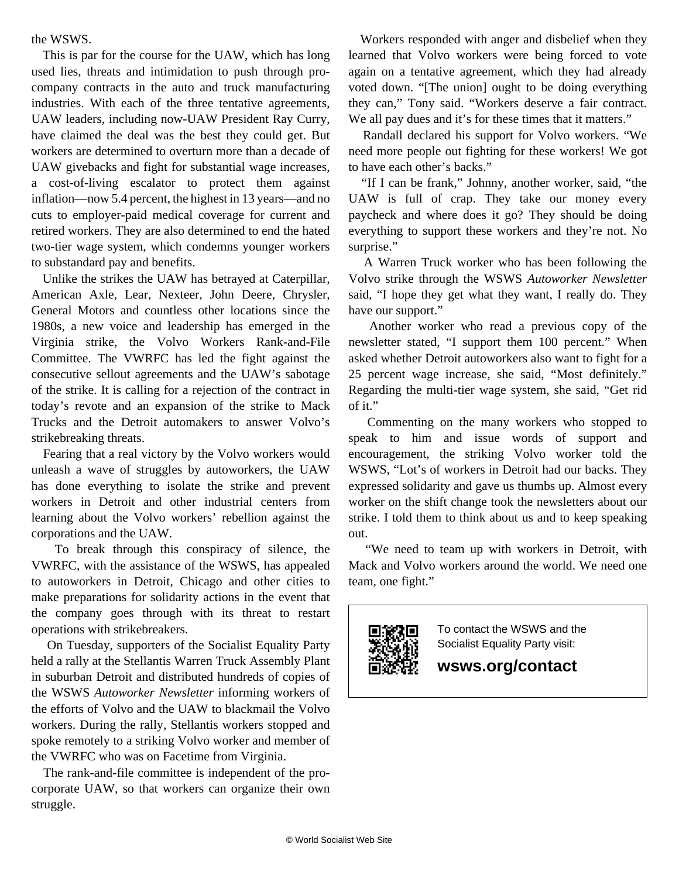the WSWS.

This is par for the course for the UAW, which has long used lies, threats and intimidation to push through pro-company contracts in the auto and truck manufacturing industries. With each of the three tentative agreements, UAW leaders, including now-UAW President Ray Curry, have claimed the deal was the best they could get. But workers are determined to overturn more than a decade of UAW givebacks and fight for substantial wage increases, a cost-of-living escalator to protect them against inflation—now 5.4 percent, the highest in 13 years—and no cuts to employer-paid medical coverage for current and retired workers. They are also determined to end the hated two-tier wage system, which condemns younger workers to substandard pay and benefits.

Unlike the strikes the UAW has betrayed at Caterpillar, American Axle, Lear, Nexteer, John Deere, Chrysler, General Motors and countless other locations since the 1980s, a new voice and leadership has emerged in the Virginia strike, the Volvo Workers Rank-and-File Committee. The VWRFC has led the fight against the consecutive sellout agreements and the UAW's sabotage of the strike. It is calling for a rejection of the contract in today's revote and an expansion of the strike to Mack Trucks and the Detroit automakers to answer Volvo's strikebreaking threats.

Fearing that a real victory by the Volvo workers would unleash a wave of struggles by autoworkers, the UAW has done everything to isolate the strike and prevent workers in Detroit and other industrial centers from learning about the Volvo workers' rebellion against the corporations and the UAW.

To break through this conspiracy of silence, the VWRFC, with the assistance of the WSWS, has appealed to autoworkers in Detroit, Chicago and other cities to make preparations for solidarity actions in the event that the company goes through with its threat to restart operations with strikebreakers.

On Tuesday, supporters of the Socialist Equality Party held a rally at the Stellantis Warren Truck Assembly Plant in suburban Detroit and distributed hundreds of copies of the WSWS *Autoworker Newsletter* informing workers of the efforts of Volvo and the UAW to blackmail the Volvo workers. During the rally, Stellantis workers stopped and spoke remotely to a striking Volvo worker and member of the VWRFC who was on Facetime from Virginia.

The rank-and-file committee is independent of the pro-corporate UAW, so that workers can organize their own struggle.

Workers responded with anger and disbelief when they learned that Volvo workers were being forced to vote again on a tentative agreement, which they had already voted down. "[The union] ought to be doing everything they can," Tony said. "Workers deserve a fair contract. We all pay dues and it's for these times that it matters."

Randall declared his support for Volvo workers. "We need more people out fighting for these workers! We got to have each other's backs."

"If I can be frank," Johnny, another worker, said, "the UAW is full of crap. They take our money every paycheck and where does it go? They should be doing everything to support these workers and they're not. No surprise."

A Warren Truck worker who has been following the Volvo strike through the WSWS *Autoworker Newsletter* said, "I hope they get what they want, I really do. They have our support."

Another worker who read a previous copy of the newsletter stated, "I support them 100 percent." When asked whether Detroit autoworkers also want to fight for a 25 percent wage increase, she said, "Most definitely." Regarding the multi-tier wage system, she said, "Get rid of it."

Commenting on the many workers who stopped to speak to him and issue words of support and encouragement, the striking Volvo worker told the WSWS, "Lot's of workers in Detroit had our backs. They expressed solidarity and gave us thumbs up. Almost every worker on the shift change took the newsletters about our strike. I told them to think about us and to keep speaking out.

"We need to team up with workers in Detroit, with Mack and Volvo workers around the world. We need one team, one fight."

To contact the WSWS and the Socialist Equality Party visit:

**wsws.org/contact**